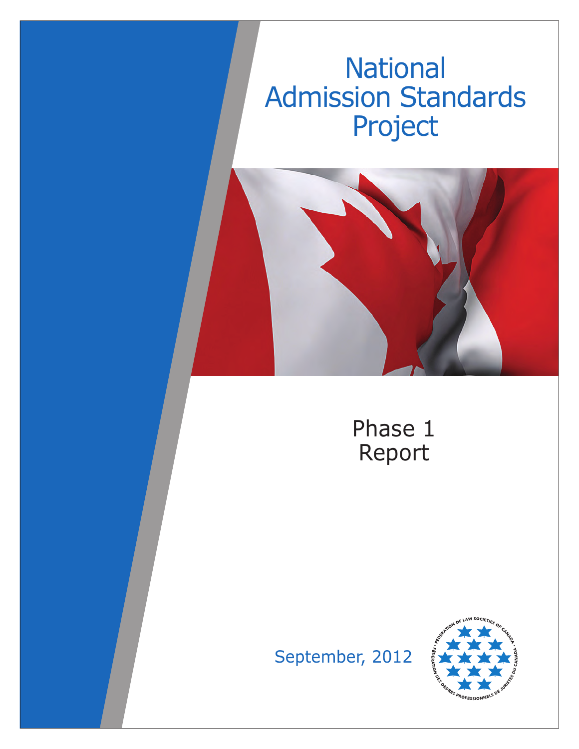# National Admission Standards Project

## Phase 1 Report

September, 2012

FEDERATION OF LAW SOCIETIES OF CANADA • FÉDÉRATION DES ORDRES PROFESSIONNELS DE JURISTES DU CANADA •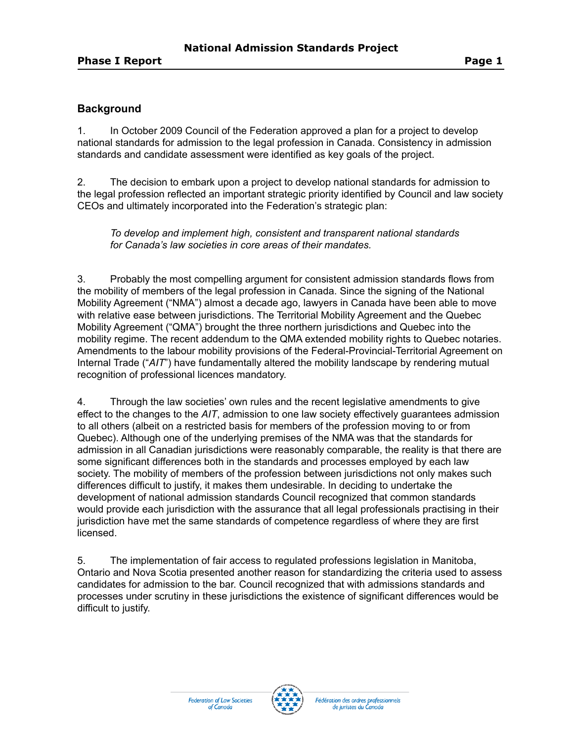## Background

1. In October 2009 Council of the Federation approved a plan for a project to develop national standards for admission to the legal profession in Canada. Consistency in admission standards and candidate assessment were identified as key goals of the project.

2. The decision to embark upon a project to develop national standards for admission to the legal profession reflected an important strategic priority identified by Council and law society CEOs and ultimately incorporated into the Federation's strategic plan:

> *To develop and implement high, consistent and transparent national standards for Canada's law societies in core areas of their mandates.*

3. Probably the most compelling argument for consistent admission standards flows from the mobility of members of the legal profession in Canada. Since the signing of the National Mobility Agreement ("NMA") almost a decade ago, lawyers in Canada have been able to move with relative ease between jurisdictions. The Territorial Mobility Agreement and the Quebec Mobility Agreement ("QMA") brought the three northern jurisdictions and Quebec into the mobility regime. The recent addendum to the QMA extended mobility rights to Quebec notaries. Amendments to the labour mobility provisions of the Federal-Provincial-Territorial Agreement on Internal Trade ("*AIT*") have fundamentally altered the mobility landscape by rendering mutual recognition of professional licences mandatory.

4. Through the law societies' own rules and the recent legislative amendments to give effect to the changes to the *AIT*, admission to one law society effectively guarantees admission to all others (albeit on a restricted basis for members of the profession moving to or from Quebec). Although one of the underlying premises of the NMA was that the standards for admission in all Canadian jurisdictions were reasonably comparable, the reality is that there are some significant differences both in the standards and processes employed by each law society. The mobility of members of the profession between jurisdictions not only makes such differences difficult to justify, it makes them undesirable. In deciding to undertake the development of national admission standards Council recognized that common standards would provide each jurisdiction with the assurance that all legal professionals practising in their jurisdiction have met the same standards of competence regardless of where they are first licensed.

5. The implementation of fair access to regulated professions legislation in Manitoba, Ontario and Nova Scotia presented another reason for standardizing the criteria used to assess candidates for admission to the bar. Council recognized that with admissions standards and processes under scrutiny in these jurisdictions the existence of significant differences would be difficult to justify.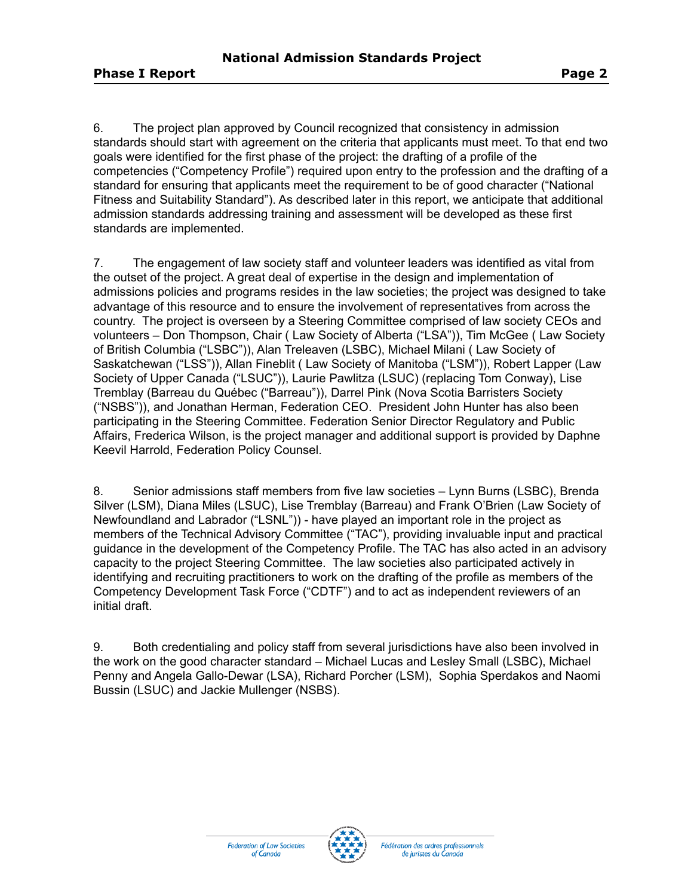6. The project plan approved by Council recognized that consistency in admission standards should start with agreement on the criteria that applicants must meet. To that end two goals were identified for the first phase of the project: the drafting of a profile of the competencies ("Competency Profile") required upon entry to the profession and the drafting of a standard for ensuring that applicants meet the requirement to be of good character ("National Fitness and Suitability Standard"). As described later in this report, we anticipate that additional admission standards addressing training and assessment will be developed as these first standards are implemented.

7. The engagement of law society staff and volunteer leaders was identified as vital from the outset of the project. A great deal of expertise in the design and implementation of admissions policies and programs resides in the law societies; the project was designed to take advantage of this resource and to ensure the involvement of representatives from across the country. The project is overseen by a Steering Committee comprised of law society CEOs and volunteers – Don Thompson, Chair ( Law Society of Alberta ("LSA")), Tim McGee ( Law Society of British Columbia ("LSBC")), Alan Treleaven (LSBC), Michael Milani ( Law Society of Saskatchewan ("LSS")), Allan Fineblit ( Law Society of Manitoba ("LSM")), Robert Lapper (Law Society of Upper Canada ("LSUC")), Laurie Pawlitza (LSUC) (replacing Tom Conway), Lise Tremblay (Barreau du Québec ("Barreau")), Darrel Pink (Nova Scotia Barristers Society ("NSBS")), and Jonathan Herman, Federation CEO. President John Hunter has also been participating in the Steering Committee. Federation Senior Director Regulatory and Public Affairs, Frederica Wilson, is the project manager and additional support is provided by Daphne Keevil Harrold, Federation Policy Counsel.

8. Senior admissions staff members from five law societies – Lynn Burns (LSBC), Brenda Silver (LSM), Diana Miles (LSUC), Lise Tremblay (Barreau) and Frank O'Brien (Law Society of Newfoundland and Labrador ("LSNL")) - have played an important role in the project as members of the Technical Advisory Committee ("TAC"), providing invaluable input and practical guidance in the development of the Competency Profile. The TAC has also acted in an advisory capacity to the project Steering Committee. The law societies also participated actively in identifying and recruiting practitioners to work on the drafting of the profile as members of the Competency Development Task Force ("CDTF") and to act as independent reviewers of an initial draft.

9. Both credentialing and policy staff from several jurisdictions have also been involved in the work on the good character standard – Michael Lucas and Lesley Small (LSBC), Michael Penny and Angela Gallo-Dewar (LSA), Richard Porcher (LSM), Sophia Sperdakos and Naomi Bussin (LSUC) and Jackie Mullenger (NSBS).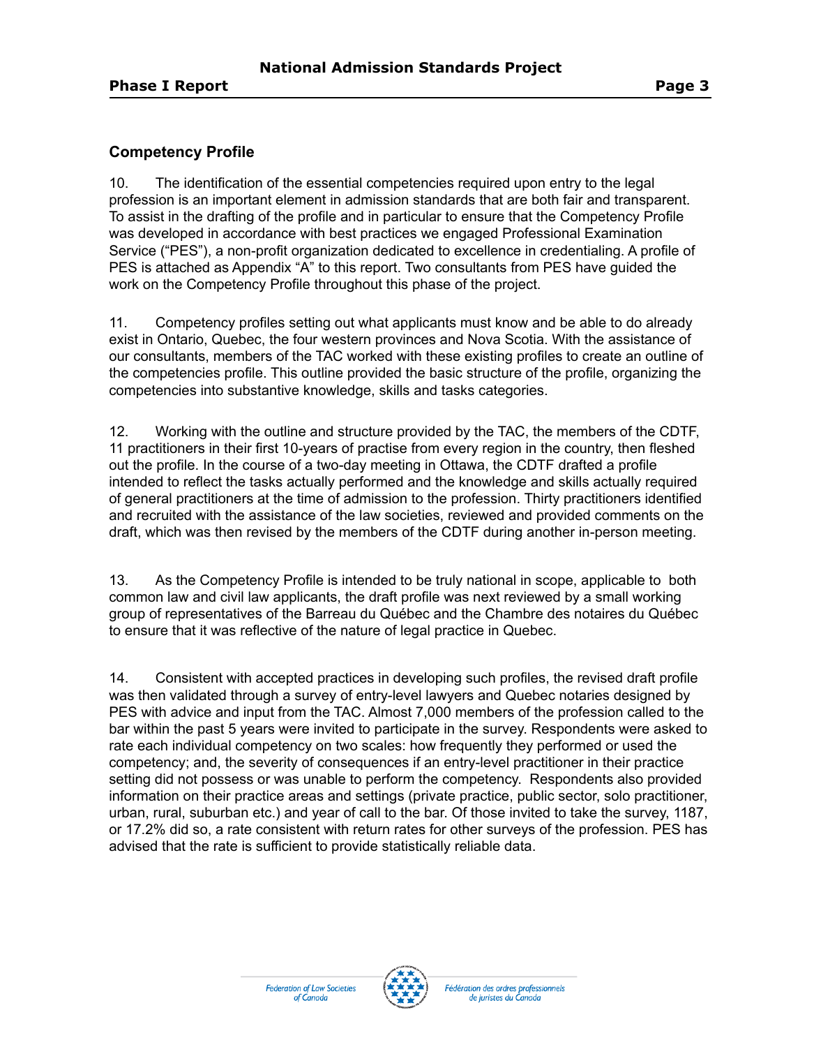## Competency Profile

10. The identification of the essential competencies required upon entry to the legal profession is an important element in admission standards that are both fair and transparent. To assist in the drafting of the profile and in particular to ensure that the Competency Profile was developed in accordance with best practices we engaged Professional Examination Service ("PES"), a non-profit organization dedicated to excellence in credentialing. A profile of PES is attached as Appendix "A" to this report. Two consultants from PES have guided the work on the Competency Profile throughout this phase of the project.

11. Competency profiles setting out what applicants must know and be able to do already exist in Ontario, Quebec, the four western provinces and Nova Scotia. With the assistance of our consultants, members of the TAC worked with these existing profiles to create an outline of the competencies profile. This outline provided the basic structure of the profile, organizing the competencies into substantive knowledge, skills and tasks categories.

12. Working with the outline and structure provided by the TAC, the members of the CDTF, 11 practitioners in their first 10-years of practise from every region in the country, then fleshed out the profile. In the course of a two-day meeting in Ottawa, the CDTF drafted a profile intended to reflect the tasks actually performed and the knowledge and skills actually required of general practitioners at the time of admission to the profession. Thirty practitioners identified and recruited with the assistance of the law societies, reviewed and provided comments on the draft, which was then revised by the members of the CDTF during another in-person meeting.

13. As the Competency Profile is intended to be truly national in scope, applicable to both common law and civil law applicants, the draft profile was next reviewed by a small working group of representatives of the Barreau du Québec and the Chambre des notaires du Québec to ensure that it was reflective of the nature of legal practice in Quebec.

14. Consistent with accepted practices in developing such profiles, the revised draft profile was then validated through a survey of entry-level lawyers and Quebec notaries designed by PES with advice and input from the TAC. Almost 7,000 members of the profession called to the bar within the past 5 years were invited to participate in the survey. Respondents were asked to rate each individual competency on two scales: how frequently they performed or used the competency; and, the severity of consequences if an entry-level practitioner in their practice setting did not possess or was unable to perform the competency. Respondents also provided information on their practice areas and settings (private practice, public sector, solo practitioner, urban, rural, suburban etc.) and year of call to the bar. Of those invited to take the survey, 1187, or 17.2% did so, a rate consistent with return rates for other surveys of the profession. PES has advised that the rate is sufficient to provide statistically reliable data.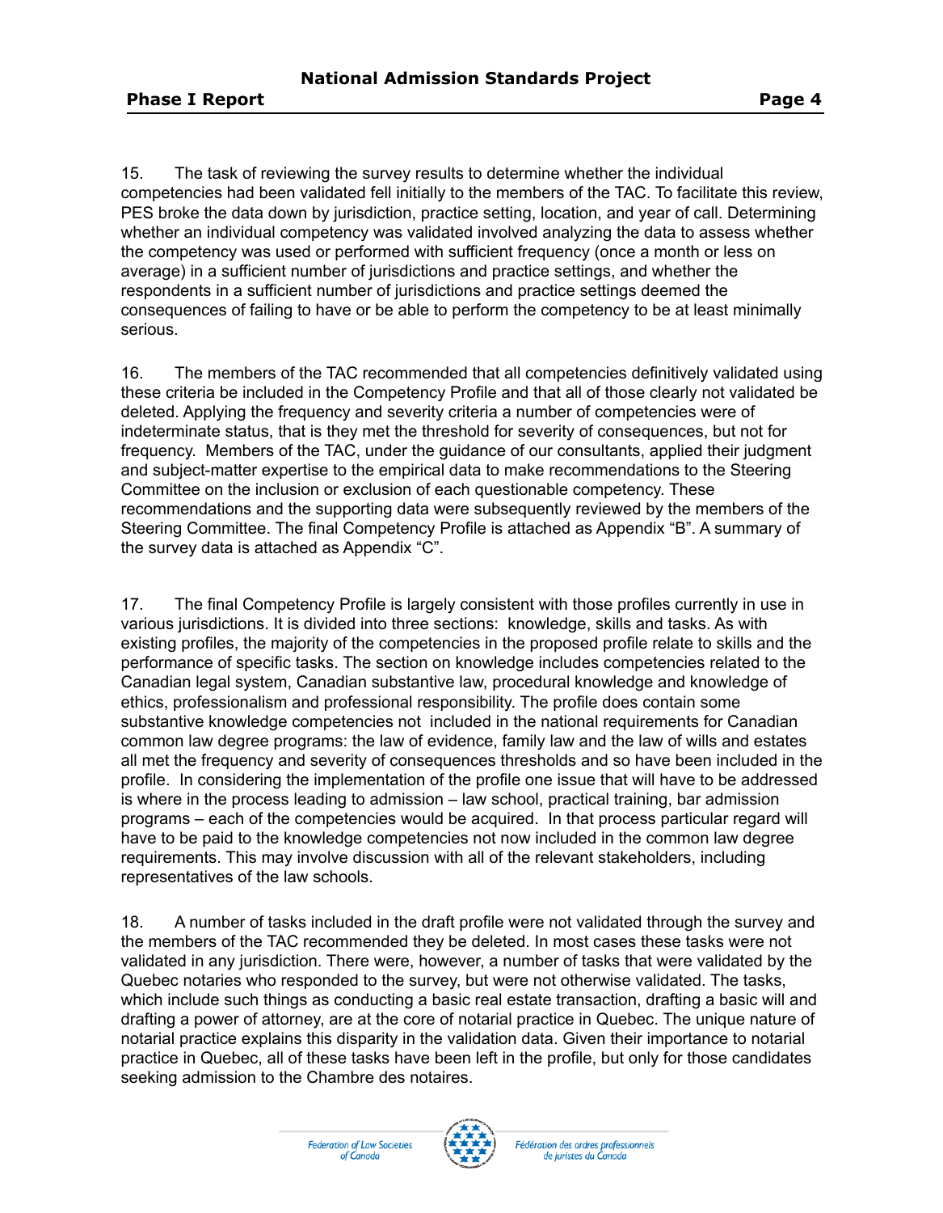15. The task of reviewing the survey results to determine whether the individual competencies had been validated fell initially to the members of the TAC. To facilitate this review, PES broke the data down by jurisdiction, practice setting, location, and year of call. Determining whether an individual competency was validated involved analyzing the data to assess whether the competency was used or performed with sufficient frequency (once a month or less on average) in a sufficient number of jurisdictions and practice settings, and whether the respondents in a sufficient number of jurisdictions and practice settings deemed the consequences of failing to have or be able to perform the competency to be at least minimally serious.

16. The members of the TAC recommended that all competencies definitively validated using these criteria be included in the Competency Profile and that all of those clearly not validated be deleted. Applying the frequency and severity criteria a number of competencies were of indeterminate status, that is they met the threshold for severity of consequences, but not for frequency. Members of the TAC, under the guidance of our consultants, applied their judgment and subject-matter expertise to the empirical data to make recommendations to the Steering Committee on the inclusion or exclusion of each questionable competency. These recommendations and the supporting data were subsequently reviewed by the members of the Steering Committee. The final Competency Profile is attached as Appendix "B". A summary of the survey data is attached as Appendix "C".

17. The final Competency Profile is largely consistent with those profiles currently in use in various jurisdictions. It is divided into three sections: knowledge, skills and tasks. As with existing profiles, the majority of the competencies in the proposed profile relate to skills and the performance of specific tasks. The section on knowledge includes competencies related to the Canadian legal system, Canadian substantive law, procedural knowledge and knowledge of ethics, professionalism and professional responsibility. The profile does contain some substantive knowledge competencies not included in the national requirements for Canadian common law degree programs: the law of evidence, family law and the law of wills and estates all met the frequency and severity of consequences thresholds and so have been included in the profile. In considering the implementation of the profile one issue that will have to be addressed is where in the process leading to admission – law school, practical training, bar admission programs – each of the competencies would be acquired. In that process particular regard will have to be paid to the knowledge competencies not now included in the common law degree requirements. This may involve discussion with all of the relevant stakeholders, including representatives of the law schools.

18. A number of tasks included in the draft profile were not validated through the survey and the members of the TAC recommended they be deleted. In most cases these tasks were not validated in any jurisdiction. There were, however, a number of tasks that were validated by the Quebec notaries who responded to the survey, but were not otherwise validated. The tasks, which include such things as conducting a basic real estate transaction, drafting a basic will and drafting a power of attorney, are at the core of notarial practice in Quebec. The unique nature of notarial practice explains this disparity in the validation data. Given their importance to notarial practice in Quebec, all of these tasks have been left in the profile, but only for those candidates seeking admission to the Chambre des notaires.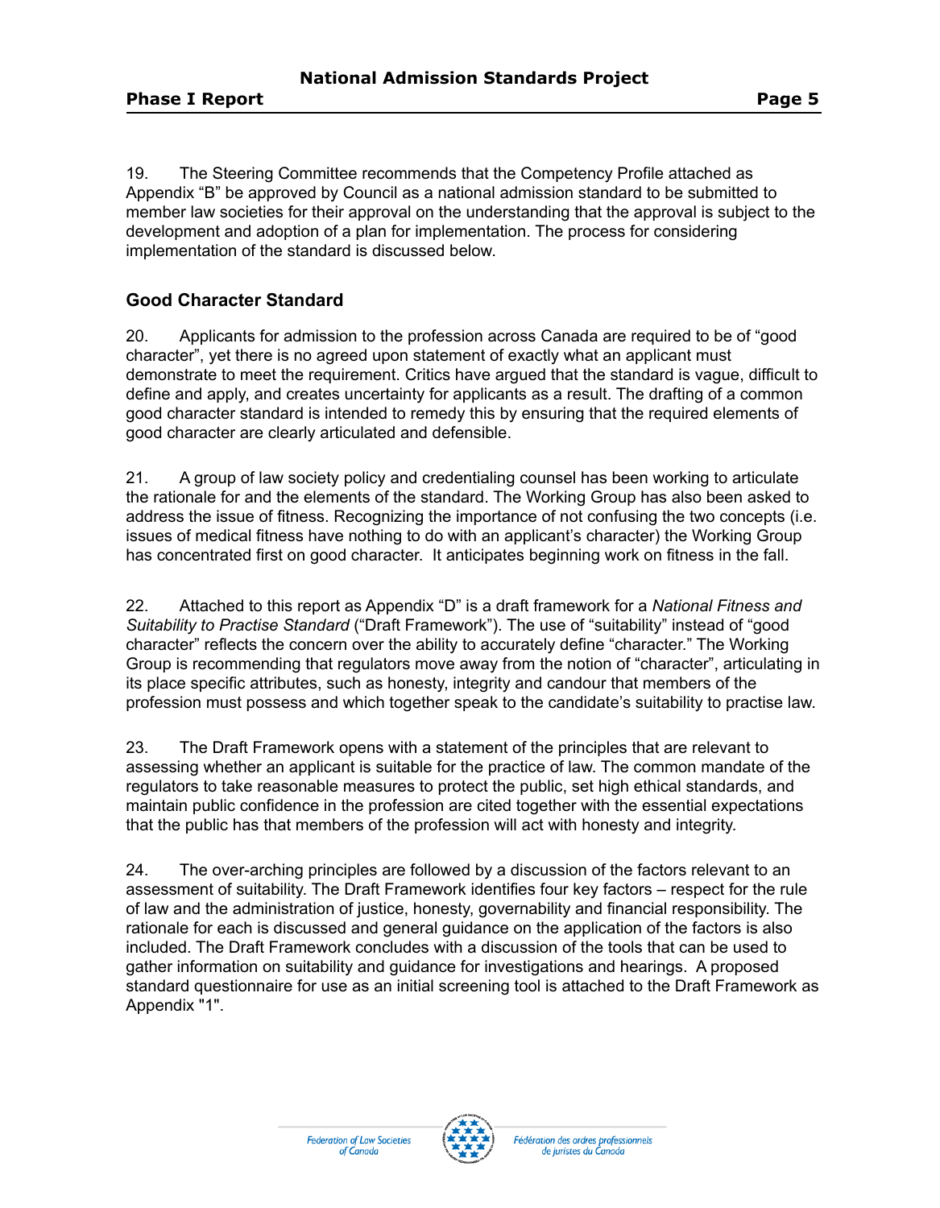19. The Steering Committee recommends that the Competency Profile attached as Appendix "B" be approved by Council as a national admission standard to be submitted to member law societies for their approval on the understanding that the approval is subject to the development and adoption of a plan for implementation. The process for considering implementation of the standard is discussed below.

## Good Character Standard

20. Applicants for admission to the profession across Canada are required to be of "good character", yet there is no agreed upon statement of exactly what an applicant must demonstrate to meet the requirement. Critics have argued that the standard is vague, difficult to define and apply, and creates uncertainty for applicants as a result. The drafting of a common good character standard is intended to remedy this by ensuring that the required elements of good character are clearly articulated and defensible.

21. A group of law society policy and credentialing counsel has been working to articulate the rationale for and the elements of the standard. The Working Group has also been asked to address the issue of fitness. Recognizing the importance of not confusing the two concepts (i.e. issues of medical fitness have nothing to do with an applicant's character) the Working Group has concentrated first on good character. It anticipates beginning work on fitness in the fall.

22. Attached to this report as Appendix "D" is a draft framework for a *National Fitness and Suitability to Practise Standard* ("Draft Framework"). The use of "suitability" instead of "good character" reflects the concern over the ability to accurately define "character." The Working Group is recommending that regulators move away from the notion of "character", articulating in its place specific attributes, such as honesty, integrity and candour that members of the profession must possess and which together speak to the candidate's suitability to practise law.

23. The Draft Framework opens with a statement of the principles that are relevant to assessing whether an applicant is suitable for the practice of law. The common mandate of the regulators to take reasonable measures to protect the public, set high ethical standards, and maintain public confidence in the profession are cited together with the essential expectations that the public has that members of the profession will act with honesty and integrity.

24. The over-arching principles are followed by a discussion of the factors relevant to an assessment of suitability. The Draft Framework identifies four key factors – respect for the rule of law and the administration of justice, honesty, governability and financial responsibility. The rationale for each is discussed and general guidance on the application of the factors is also included. The Draft Framework concludes with a discussion of the tools that can be used to gather information on suitability and guidance for investigations and hearings. A proposed standard questionnaire for use as an initial screening tool is attached to the Draft Framework as Appendix "1".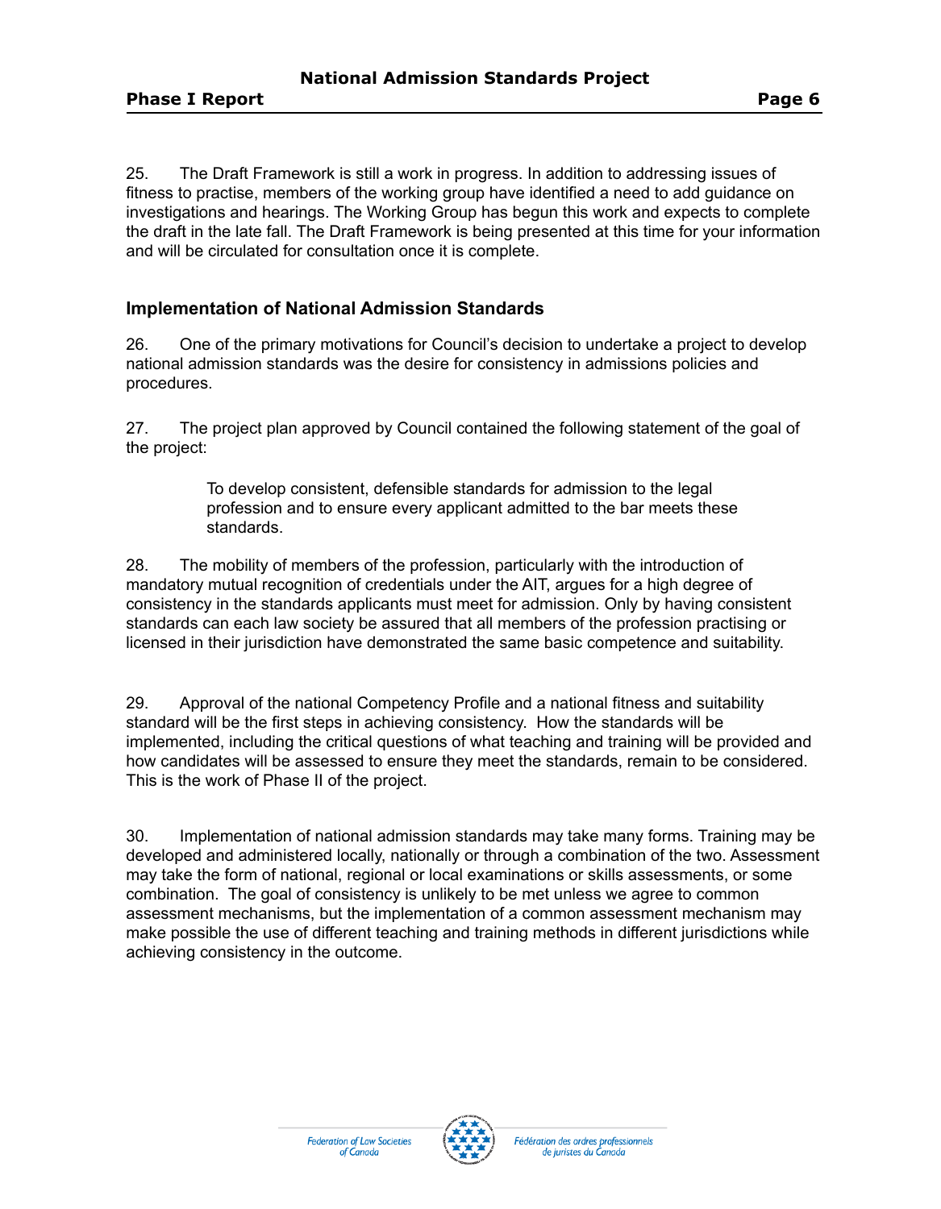25. The Draft Framework is still a work in progress. In addition to addressing issues of fitness to practise, members of the working group have identified a need to add guidance on investigations and hearings. The Working Group has begun this work and expects to complete the draft in the late fall. The Draft Framework is being presented at this time for your information and will be circulated for consultation once it is complete.

## Implementation of National Admission Standards

26. One of the primary motivations for Council's decision to undertake a project to develop national admission standards was the desire for consistency in admissions policies and procedures.

27. The project plan approved by Council contained the following statement of the goal of the project:

> To develop consistent, defensible standards for admission to the legal profession and to ensure every applicant admitted to the bar meets these standards.

28. The mobility of members of the profession, particularly with the introduction of mandatory mutual recognition of credentials under the AIT, argues for a high degree of consistency in the standards applicants must meet for admission. Only by having consistent standards can each law society be assured that all members of the profession practising or licensed in their jurisdiction have demonstrated the same basic competence and suitability.

29. Approval of the national Competency Profile and a national fitness and suitability standard will be the first steps in achieving consistency. How the standards will be implemented, including the critical questions of what teaching and training will be provided and how candidates will be assessed to ensure they meet the standards, remain to be considered. This is the work of Phase II of the project.

30. Implementation of national admission standards may take many forms. Training may be developed and administered locally, nationally or through a combination of the two. Assessment may take the form of national, regional or local examinations or skills assessments, or some combination. The goal of consistency is unlikely to be met unless we agree to common assessment mechanisms, but the implementation of a common assessment mechanism may make possible the use of different teaching and training methods in different jurisdictions while achieving consistency in the outcome.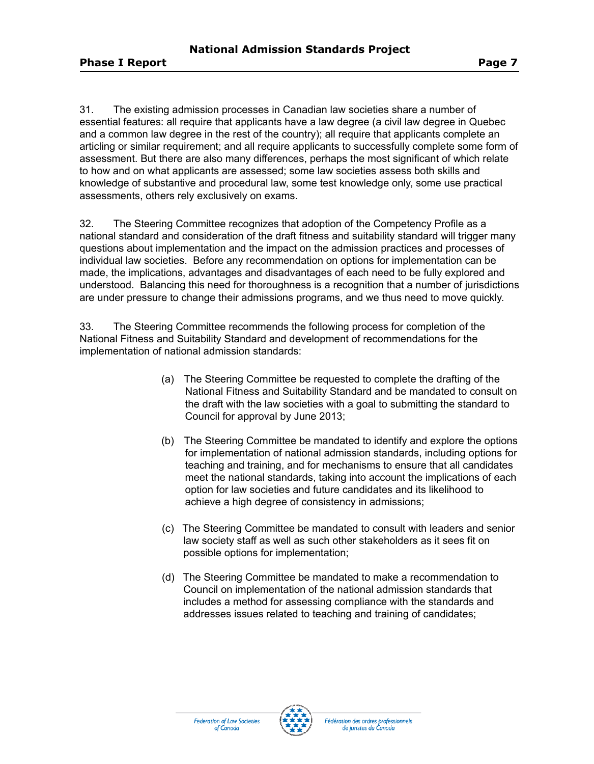31. The existing admission processes in Canadian law societies share a number of essential features: all require that applicants have a law degree (a civil law degree in Quebec and a common law degree in the rest of the country); all require that applicants complete an articling or similar requirement; and all require applicants to successfully complete some form of assessment. But there are also many differences, perhaps the most significant of which relate to how and on what applicants are assessed; some law societies assess both skills and knowledge of substantive and procedural law, some test knowledge only, some use practical assessments, others rely exclusively on exams.

32. The Steering Committee recognizes that adoption of the Competency Profile as a national standard and consideration of the draft fitness and suitability standard will trigger many questions about implementation and the impact on the admission practices and processes of individual law societies. Before any recommendation on options for implementation can be made, the implications, advantages and disadvantages of each need to be fully explored and understood. Balancing this need for thoroughness is a recognition that a number of jurisdictions are under pressure to change their admissions programs, and we thus need to move quickly.

33. The Steering Committee recommends the following process for completion of the National Fitness and Suitability Standard and development of recommendations for the implementation of national admission standards:

(a) The Steering Committee be requested to complete the drafting of the National Fitness and Suitability Standard and be mandated to consult on the draft with the law societies with a goal to submitting the standard to Council for approval by June 2013;

(b) The Steering Committee be mandated to identify and explore the options for implementation of national admission standards, including options for teaching and training, and for mechanisms to ensure that all candidates meet the national standards, taking into account the implications of each option for law societies and future candidates and its likelihood to achieve a high degree of consistency in admissions;

(c) The Steering Committee be mandated to consult with leaders and senior law society staff as well as such other stakeholders as it sees fit on possible options for implementation;

(d) The Steering Committee be mandated to make a recommendation to Council on implementation of the national admission standards that includes a method for assessing compliance with the standards and addresses issues related to teaching and training of candidates;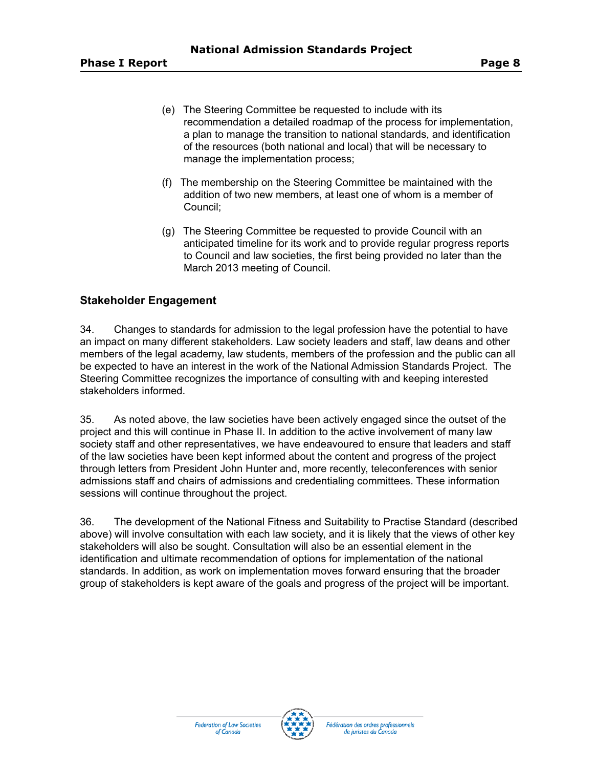(e) The Steering Committee be requested to include with its recommendation a detailed roadmap of the process for implementation, a plan to manage the transition to national standards, and identification of the resources (both national and local) that will be necessary to manage the implementation process;

(f) The membership on the Steering Committee be maintained with the addition of two new members, at least one of whom is a member of Council;

(g) The Steering Committee be requested to provide Council with an anticipated timeline for its work and to provide regular progress reports to Council and law societies, the first being provided no later than the March 2013 meeting of Council.

## Stakeholder Engagement

34. Changes to standards for admission to the legal profession have the potential to have an impact on many different stakeholders. Law society leaders and staff, law deans and other members of the legal academy, law students, members of the profession and the public can all be expected to have an interest in the work of the National Admission Standards Project. The Steering Committee recognizes the importance of consulting with and keeping interested stakeholders informed.

35. As noted above, the law societies have been actively engaged since the outset of the project and this will continue in Phase II. In addition to the active involvement of many law society staff and other representatives, we have endeavoured to ensure that leaders and staff of the law societies have been kept informed about the content and progress of the project through letters from President John Hunter and, more recently, teleconferences with senior admissions staff and chairs of admissions and credentialing committees. These information sessions will continue throughout the project.

36. The development of the National Fitness and Suitability to Practise Standard (described above) will involve consultation with each law society, and it is likely that the views of other key stakeholders will also be sought. Consultation will also be an essential element in the identification and ultimate recommendation of options for implementation of the national standards. In addition, as work on implementation moves forward ensuring that the broader group of stakeholders is kept aware of the goals and progress of the project will be important.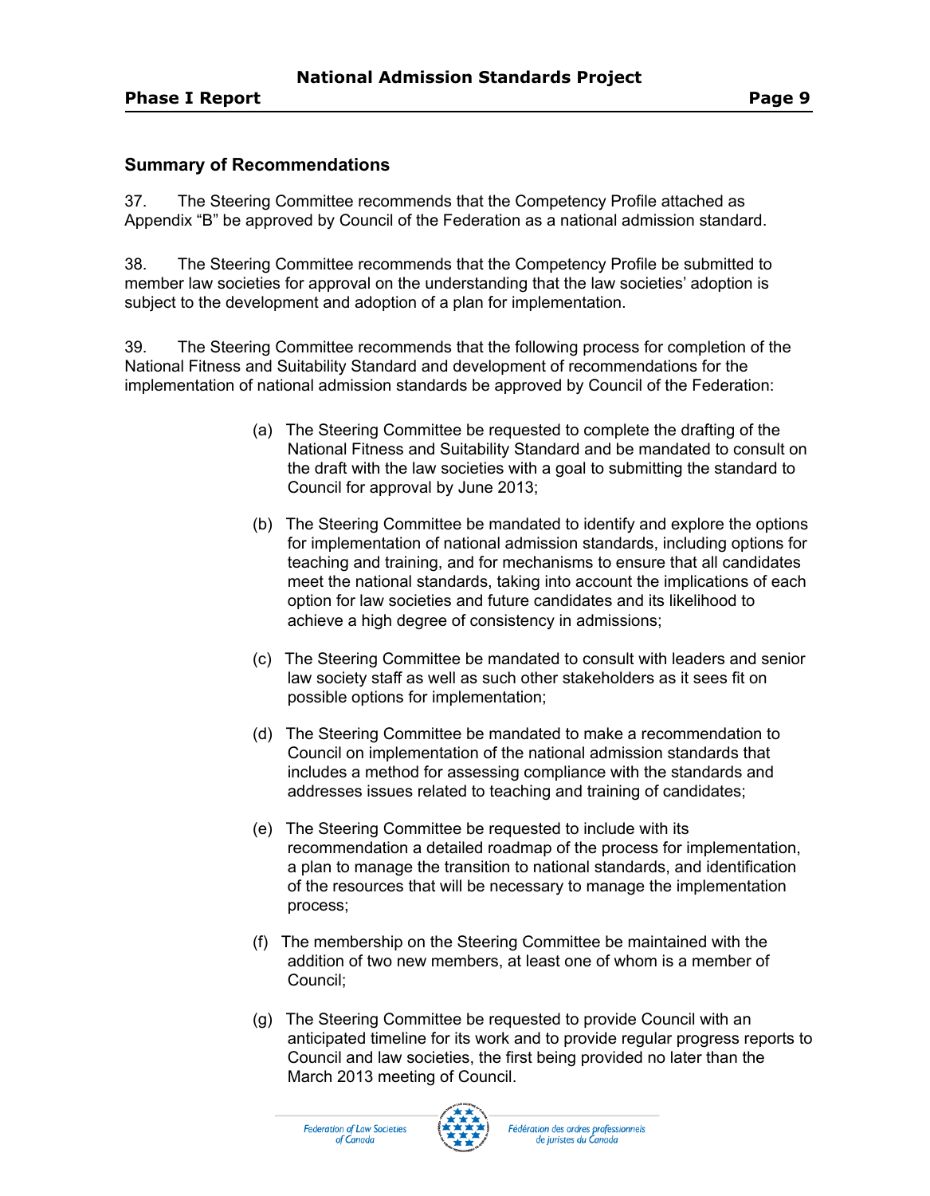## Summary of Recommendations

37. The Steering Committee recommends that the Competency Profile attached as Appendix "B" be approved by Council of the Federation as a national admission standard.

38. The Steering Committee recommends that the Competency Profile be submitted to member law societies for approval on the understanding that the law societies' adoption is subject to the development and adoption of a plan for implementation.

39. The Steering Committee recommends that the following process for completion of the National Fitness and Suitability Standard and development of recommendations for the implementation of national admission standards be approved by Council of the Federation:

(a) The Steering Committee be requested to complete the drafting of the National Fitness and Suitability Standard and be mandated to consult on the draft with the law societies with a goal to submitting the standard to Council for approval by June 2013;

(b) The Steering Committee be mandated to identify and explore the options for implementation of national admission standards, including options for teaching and training, and for mechanisms to ensure that all candidates meet the national standards, taking into account the implications of each option for law societies and future candidates and its likelihood to achieve a high degree of consistency in admissions;

(c) The Steering Committee be mandated to consult with leaders and senior law society staff as well as such other stakeholders as it sees fit on possible options for implementation;

(d) The Steering Committee be mandated to make a recommendation to Council on implementation of the national admission standards that includes a method for assessing compliance with the standards and addresses issues related to teaching and training of candidates;

(e) The Steering Committee be requested to include with its recommendation a detailed roadmap of the process for implementation, a plan to manage the transition to national standards, and identification of the resources that will be necessary to manage the implementation process;

(f) The membership on the Steering Committee be maintained with the addition of two new members, at least one of whom is a member of Council;

(g) The Steering Committee be requested to provide Council with an anticipated timeline for its work and to provide regular progress reports to Council and law societies, the first being provided no later than the March 2013 meeting of Council.